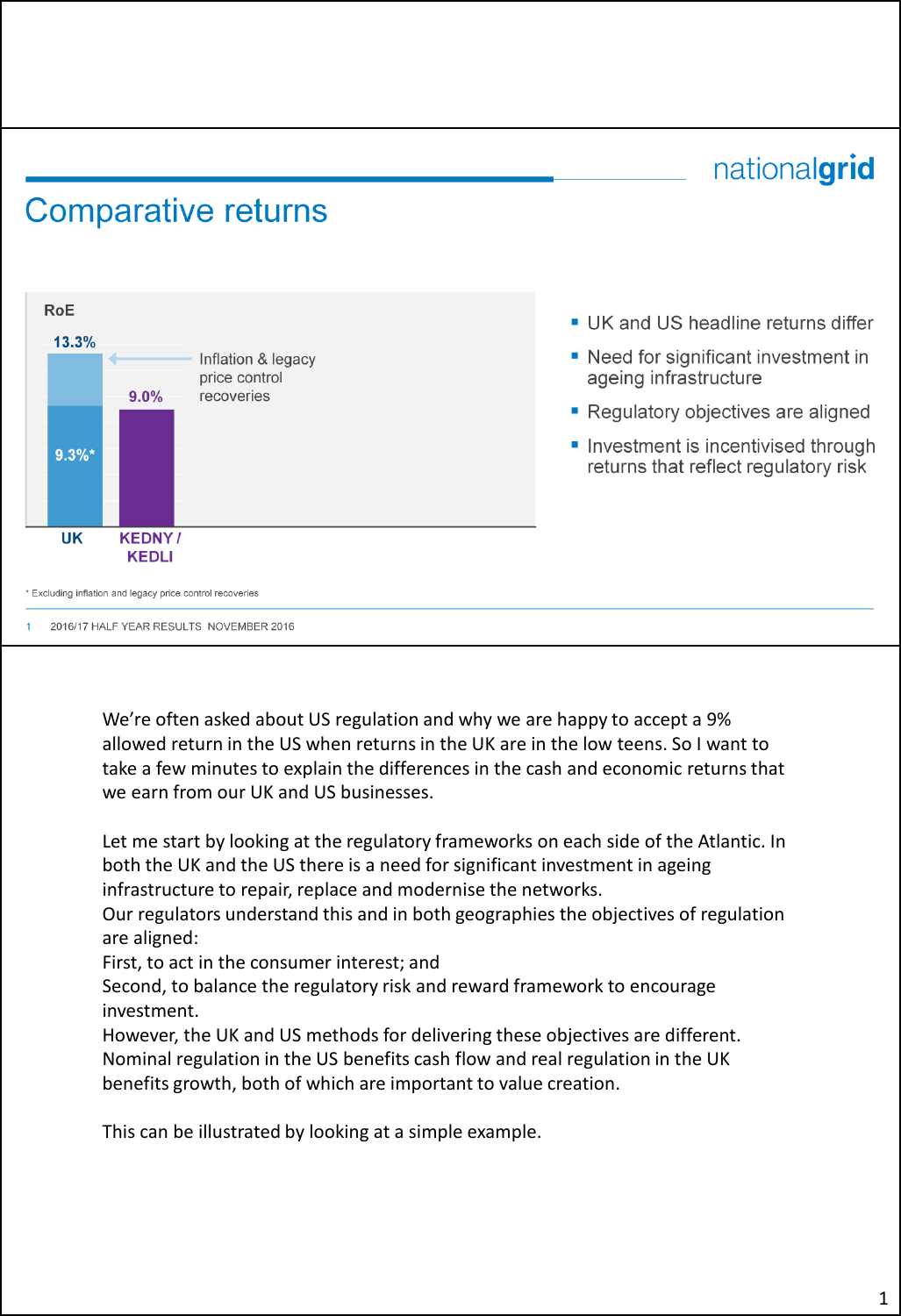## Comparative returns

**RoE**

| | UK | KEDNY / KEDLI |
|---|---|---|
| Total RoE | 13.3% | 9.0% |
| Excluding inflation & legacy price control recoveries | 9.3%* | |

Inflation & legacy price control recoveries

- UK and US headline returns differ
- Need for significant investment in ageing infrastructure
- Regulatory objectives are aligned
- Investment is incentivised through returns that reflect regulatory risk

\* Excluding inflation and legacy price control recoveries

2016/17 HALF YEAR RESULTS NOVEMBER 2016

We're often asked about US regulation and why we are happy to accept a 9% allowed return in the US when returns in the UK are in the low teens. So I want to take a few minutes to explain the differences in the cash and economic returns that we earn from our UK and US businesses.

Let me start by looking at the regulatory frameworks on each side of the Atlantic. In both the UK and the US there is a need for significant investment in ageing infrastructure to repair, replace and modernise the networks.
Our regulators understand this and in both geographies the objectives of regulation are aligned:
First, to act in the consumer interest; and
Second, to balance the regulatory risk and reward framework to encourage investment.
However, the UK and US methods for delivering these objectives are different.
Nominal regulation in the US benefits cash flow and real regulation in the UK benefits growth, both of which are important to value creation.

This can be illustrated by looking at a simple example.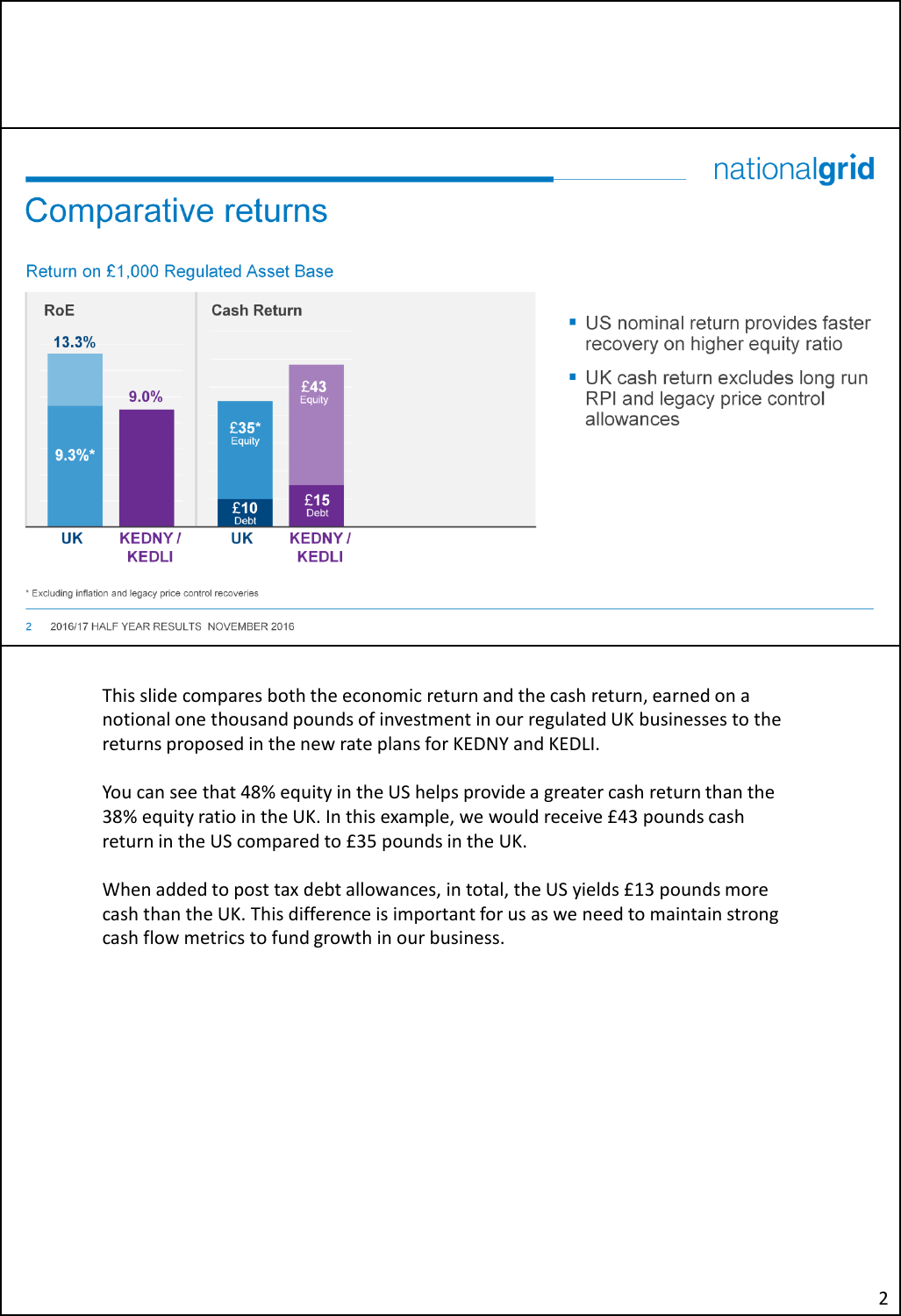# Comparative returns

nationalgrid

## Return on £1,000 Regulated Asset Base

**RoE**

| | UK | KEDNY / KEDLI |
|---|---|---|
| RoE | 13.3% (9.3%*) | 9.0% |

**Cash Return**

| | UK | KEDNY / KEDLI |
|---|---|---|
| Equity | £35* | £43 |
| Debt | £10 | £15 |

- US nominal return provides faster recovery on higher equity ratio
- UK cash return excludes long run RPI and legacy price control allowances

\* Excluding inflation and legacy price control recoveries

2016/17 HALF YEAR RESULTS NOVEMBER 2016

This slide compares both the economic return and the cash return, earned on a notional one thousand pounds of investment in our regulated UK businesses to the returns proposed in the new rate plans for KEDNY and KEDLI.

You can see that 48% equity in the US helps provide a greater cash return than the 38% equity ratio in the UK. In this example, we would receive £43 pounds cash return in the US compared to £35 pounds in the UK.

When added to post tax debt allowances, in total, the US yields £13 pounds more cash than the UK. This difference is important for us as we need to maintain strong cash flow metrics to fund growth in our business.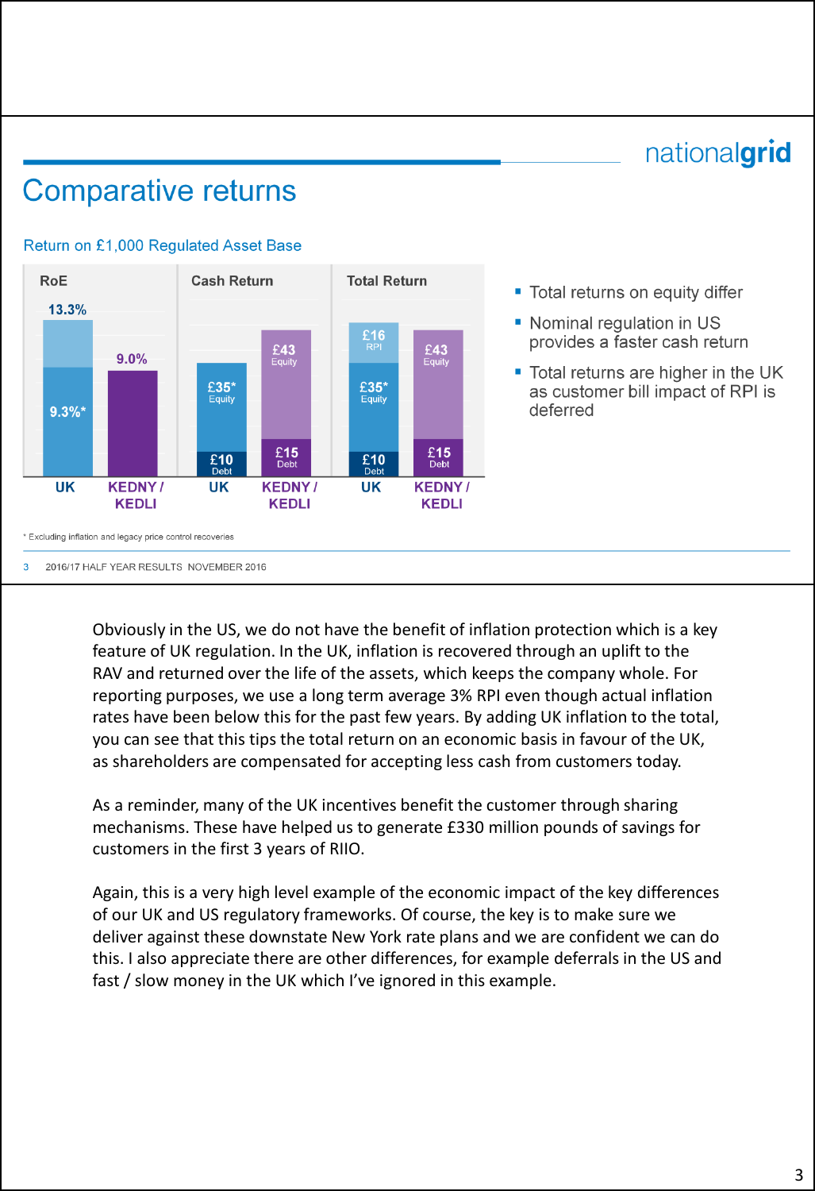# Comparative returns

nationalgrid

## Return on £1,000 Regulated Asset Base

| | RoE | Cash Return | Total Return |
|---|---|---|---|
| UK | 13.3% (9.3%*) | £35* Equity, £10 Debt | £16 RPI, £35* Equity, £10 Debt |
| KEDNY / KEDLI | 9.0% | £43 Equity, £15 Debt | £43 Equity, £15 Debt |

- Total returns on equity differ
- Nominal regulation in US provides a faster cash return
- Total returns are higher in the UK as customer bill impact of RPI is deferred

\* Excluding inflation and legacy price control recoveries

2016/17 HALF YEAR RESULTS NOVEMBER 2016

Obviously in the US, we do not have the benefit of inflation protection which is a key feature of UK regulation. In the UK, inflation is recovered through an uplift to the RAV and returned over the life of the assets, which keeps the company whole. For reporting purposes, we use a long term average 3% RPI even though actual inflation rates have been below this for the past few years. By adding UK inflation to the total, you can see that this tips the total return on an economic basis in favour of the UK, as shareholders are compensated for accepting less cash from customers today.

As a reminder, many of the UK incentives benefit the customer through sharing mechanisms. These have helped us to generate £330 million pounds of savings for customers in the first 3 years of RIIO.

Again, this is a very high level example of the economic impact of the key differences of our UK and US regulatory frameworks. Of course, the key is to make sure we deliver against these downstate New York rate plans and we are confident we can do this. I also appreciate there are other differences, for example deferrals in the US and fast / slow money in the UK which I've ignored in this example.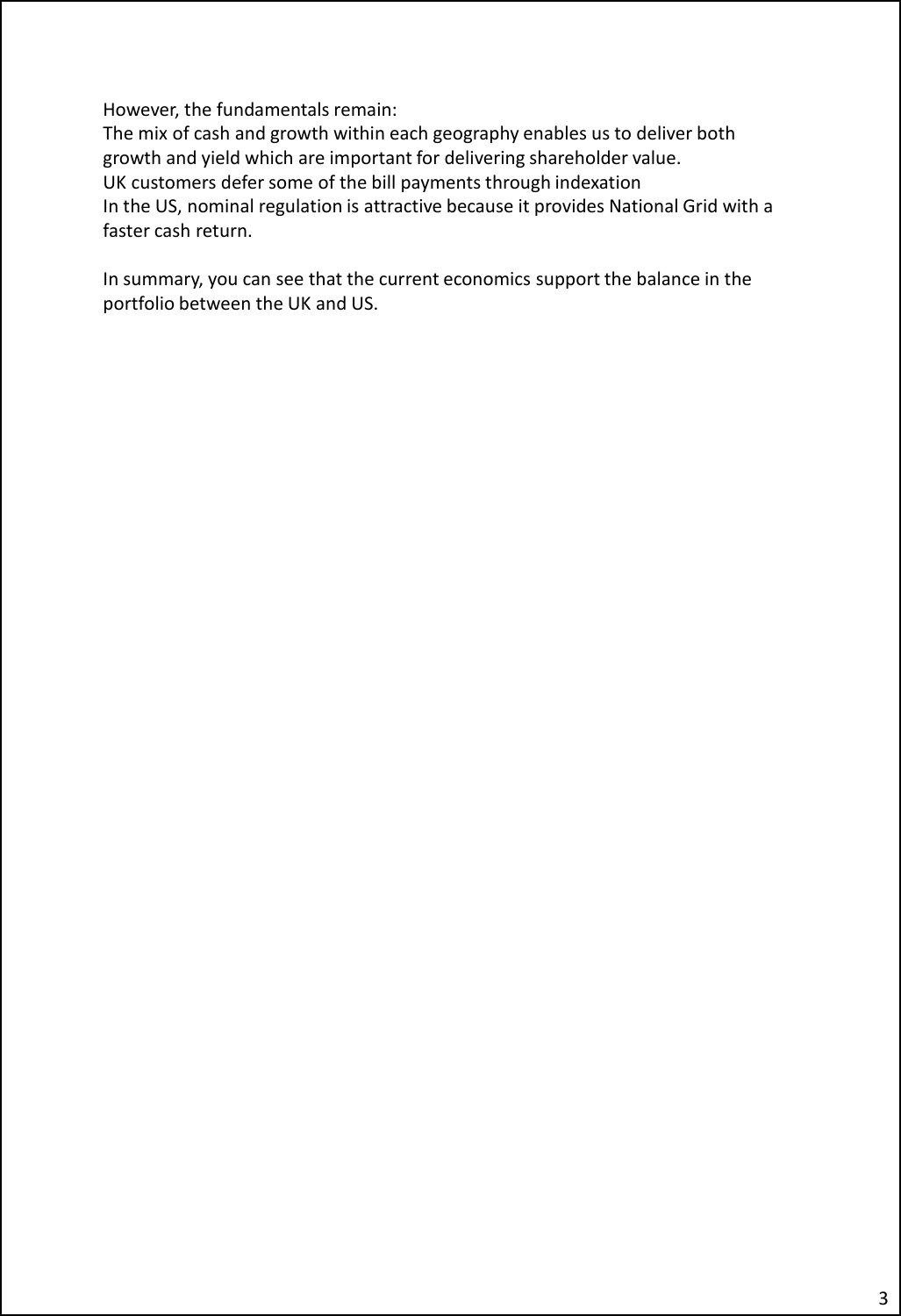However, the fundamentals remain:
The mix of cash and growth within each geography enables us to deliver both growth and yield which are important for delivering shareholder value.
UK customers defer some of the bill payments through indexation
In the US, nominal regulation is attractive because it provides National Grid with a faster cash return.

In summary, you can see that the current economics support the balance in the portfolio between the UK and US.